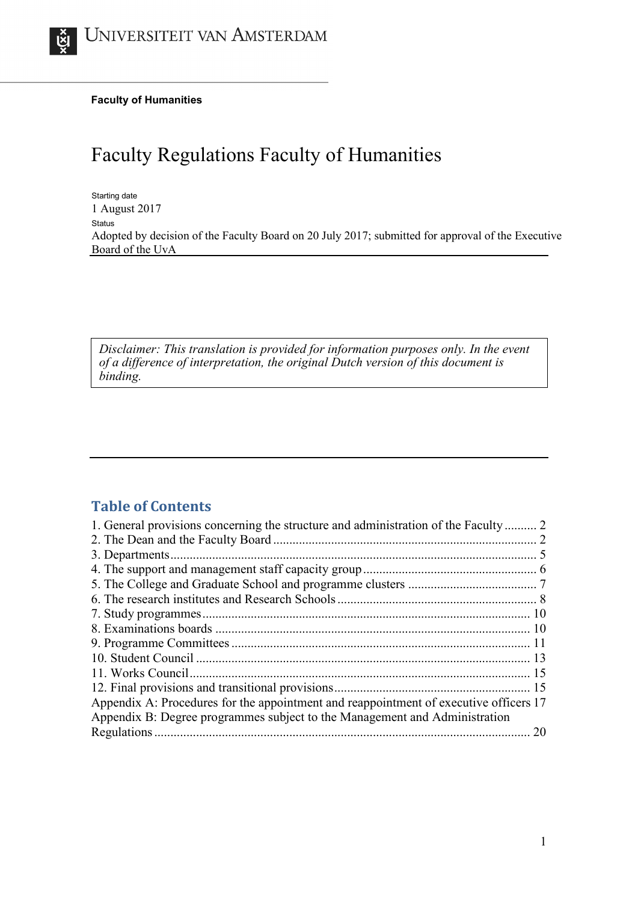Universiteit van Amsterdam

**Faculty of Humanities**

# Faculty Regulations Faculty of Humanities

Starting date
1 August 2017
Status
Adopted by decision of the Faculty Board on 20 July 2017; submitted for approval of the Executive Board of the UvA

*Disclaimer: This translation is provided for information purposes only. In the event of a difference of interpretation, the original Dutch version of this document is binding.*

## Table of Contents

1. General provisions concerning the structure and administration of the Faculty .......... 2
2. The Dean and the Faculty Board .......... 2
3. Departments .......... 5
4. The support and management staff capacity group .......... 6
5. The College and Graduate School and programme clusters .......... 7
6. The research institutes and Research Schools .......... 8
7. Study programmes .......... 10
8. Examinations boards .......... 10
9. Programme Committees .......... 11
10. Student Council .......... 13
11. Works Council .......... 15
12. Final provisions and transitional provisions .......... 15
Appendix A: Procedures for the appointment and reappointment of executive officers 17
Appendix B: Degree programmes subject to the Management and Administration Regulations .......... 20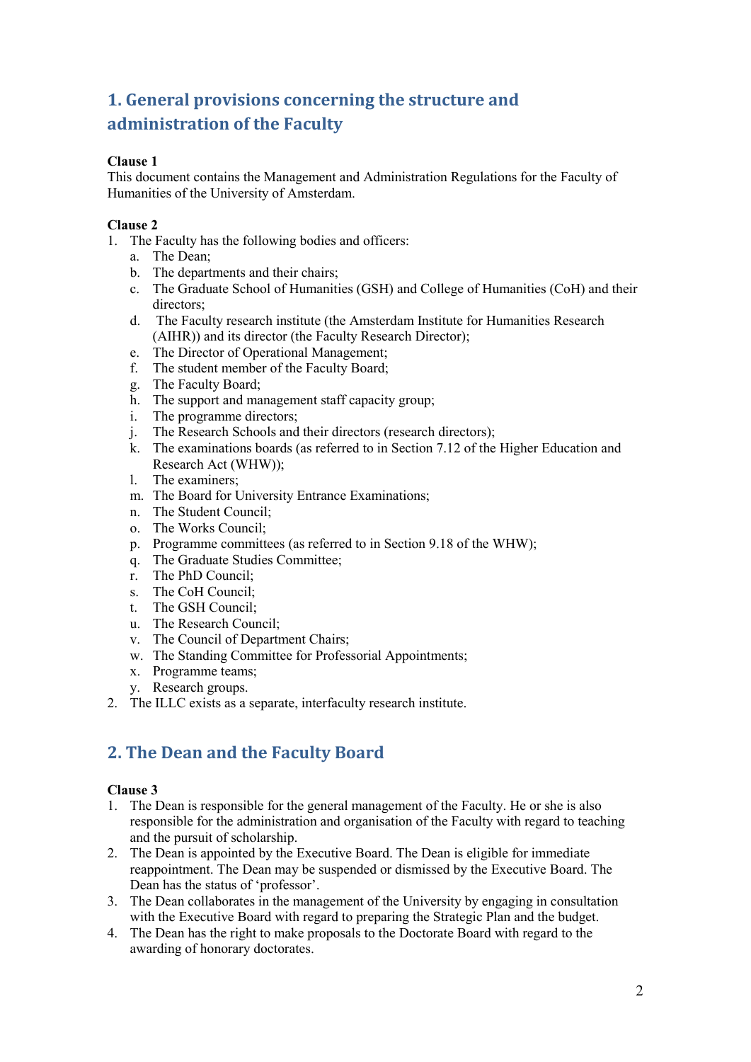## 1. General provisions concerning the structure and administration of the Faculty

**Clause 1**
This document contains the Management and Administration Regulations for the Faculty of Humanities of the University of Amsterdam.

**Clause 2**
1. The Faculty has the following bodies and officers:
   a. The Dean;
   b. The departments and their chairs;
   c. The Graduate School of Humanities (GSH) and College of Humanities (CoH) and their directors;
   d. The Faculty research institute (the Amsterdam Institute for Humanities Research (AIHR)) and its director (the Faculty Research Director);
   e. The Director of Operational Management;
   f. The student member of the Faculty Board;
   g. The Faculty Board;
   h. The support and management staff capacity group;
   i. The programme directors;
   j. The Research Schools and their directors (research directors);
   k. The examinations boards (as referred to in Section 7.12 of the Higher Education and Research Act (WHW));
   l. The examiners;
   m. The Board for University Entrance Examinations;
   n. The Student Council;
   o. The Works Council;
   p. Programme committees (as referred to in Section 9.18 of the WHW);
   q. The Graduate Studies Committee;
   r. The PhD Council;
   s. The CoH Council;
   t. The GSH Council;
   u. The Research Council;
   v. The Council of Department Chairs;
   w. The Standing Committee for Professorial Appointments;
   x. Programme teams;
   y. Research groups.
2. The ILLC exists as a separate, interfaculty research institute.

## 2. The Dean and the Faculty Board

**Clause 3**
1. The Dean is responsible for the general management of the Faculty. He or she is also responsible for the administration and organisation of the Faculty with regard to teaching and the pursuit of scholarship.
2. The Dean is appointed by the Executive Board. The Dean is eligible for immediate reappointment. The Dean may be suspended or dismissed by the Executive Board. The Dean has the status of 'professor'.
3. The Dean collaborates in the management of the University by engaging in consultation with the Executive Board with regard to preparing the Strategic Plan and the budget.
4. The Dean has the right to make proposals to the Doctorate Board with regard to the awarding of honorary doctorates.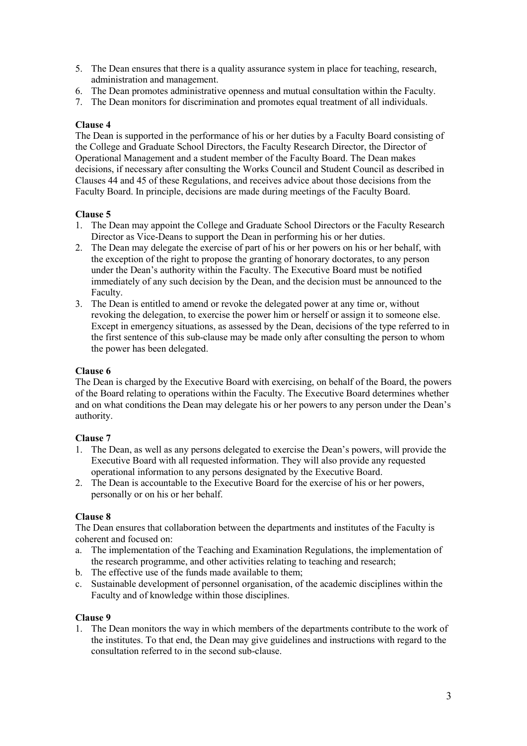5. The Dean ensures that there is a quality assurance system in place for teaching, research, administration and management.
6. The Dean promotes administrative openness and mutual consultation within the Faculty.
7. The Dean monitors for discrimination and promotes equal treatment of all individuals.

**Clause 4**

The Dean is supported in the performance of his or her duties by a Faculty Board consisting of the College and Graduate School Directors, the Faculty Research Director, the Director of Operational Management and a student member of the Faculty Board. The Dean makes decisions, if necessary after consulting the Works Council and Student Council as described in Clauses 44 and 45 of these Regulations, and receives advice about those decisions from the Faculty Board. In principle, decisions are made during meetings of the Faculty Board.

**Clause 5**

1. The Dean may appoint the College and Graduate School Directors or the Faculty Research Director as Vice-Deans to support the Dean in performing his or her duties.
2. The Dean may delegate the exercise of part of his or her powers on his or her behalf, with the exception of the right to propose the granting of honorary doctorates, to any person under the Dean's authority within the Faculty. The Executive Board must be notified immediately of any such decision by the Dean, and the decision must be announced to the Faculty.
3. The Dean is entitled to amend or revoke the delegated power at any time or, without revoking the delegation, to exercise the power him or herself or assign it to someone else. Except in emergency situations, as assessed by the Dean, decisions of the type referred to in the first sentence of this sub-clause may be made only after consulting the person to whom the power has been delegated.

**Clause 6**

The Dean is charged by the Executive Board with exercising, on behalf of the Board, the powers of the Board relating to operations within the Faculty. The Executive Board determines whether and on what conditions the Dean may delegate his or her powers to any person under the Dean's authority.

**Clause 7**

1. The Dean, as well as any persons delegated to exercise the Dean's powers, will provide the Executive Board with all requested information. They will also provide any requested operational information to any persons designated by the Executive Board.
2. The Dean is accountable to the Executive Board for the exercise of his or her powers, personally or on his or her behalf.

**Clause 8**

The Dean ensures that collaboration between the departments and institutes of the Faculty is coherent and focused on:

a. The implementation of the Teaching and Examination Regulations, the implementation of the research programme, and other activities relating to teaching and research;
b. The effective use of the funds made available to them;
c. Sustainable development of personnel organisation, of the academic disciplines within the Faculty and of knowledge within those disciplines.

**Clause 9**

1. The Dean monitors the way in which members of the departments contribute to the work of the institutes. To that end, the Dean may give guidelines and instructions with regard to the consultation referred to in the second sub-clause.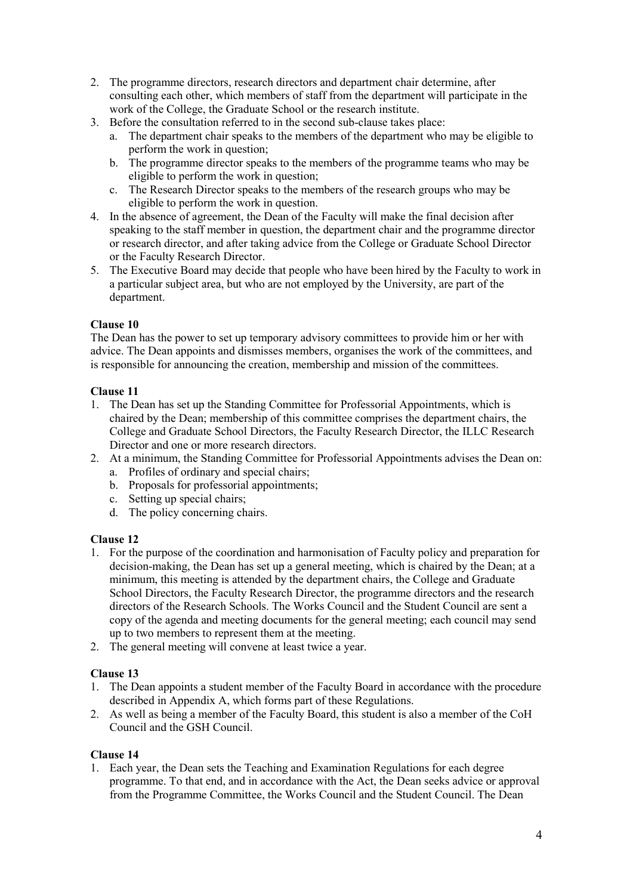2. The programme directors, research directors and department chair determine, after consulting each other, which members of staff from the department will participate in the work of the College, the Graduate School or the research institute.
3. Before the consultation referred to in the second sub-clause takes place:
   a. The department chair speaks to the members of the department who may be eligible to perform the work in question;
   b. The programme director speaks to the members of the programme teams who may be eligible to perform the work in question;
   c. The Research Director speaks to the members of the research groups who may be eligible to perform the work in question.
4. In the absence of agreement, the Dean of the Faculty will make the final decision after speaking to the staff member in question, the department chair and the programme director or research director, and after taking advice from the College or Graduate School Director or the Faculty Research Director.
5. The Executive Board may decide that people who have been hired by the Faculty to work in a particular subject area, but who are not employed by the University, are part of the department.

**Clause 10**

The Dean has the power to set up temporary advisory committees to provide him or her with advice. The Dean appoints and dismisses members, organises the work of the committees, and is responsible for announcing the creation, membership and mission of the committees.

**Clause 11**

1. The Dean has set up the Standing Committee for Professorial Appointments, which is chaired by the Dean; membership of this committee comprises the department chairs, the College and Graduate School Directors, the Faculty Research Director, the ILLC Research Director and one or more research directors.
2. At a minimum, the Standing Committee for Professorial Appointments advises the Dean on:
   a. Profiles of ordinary and special chairs;
   b. Proposals for professorial appointments;
   c. Setting up special chairs;
   d. The policy concerning chairs.

**Clause 12**

1. For the purpose of the coordination and harmonisation of Faculty policy and preparation for decision-making, the Dean has set up a general meeting, which is chaired by the Dean; at a minimum, this meeting is attended by the department chairs, the College and Graduate School Directors, the Faculty Research Director, the programme directors and the research directors of the Research Schools. The Works Council and the Student Council are sent a copy of the agenda and meeting documents for the general meeting; each council may send up to two members to represent them at the meeting.
2. The general meeting will convene at least twice a year.

**Clause 13**

1. The Dean appoints a student member of the Faculty Board in accordance with the procedure described in Appendix A, which forms part of these Regulations.
2. As well as being a member of the Faculty Board, this student is also a member of the CoH Council and the GSH Council.

**Clause 14**

1. Each year, the Dean sets the Teaching and Examination Regulations for each degree programme. To that end, and in accordance with the Act, the Dean seeks advice or approval from the Programme Committee, the Works Council and the Student Council. The Dean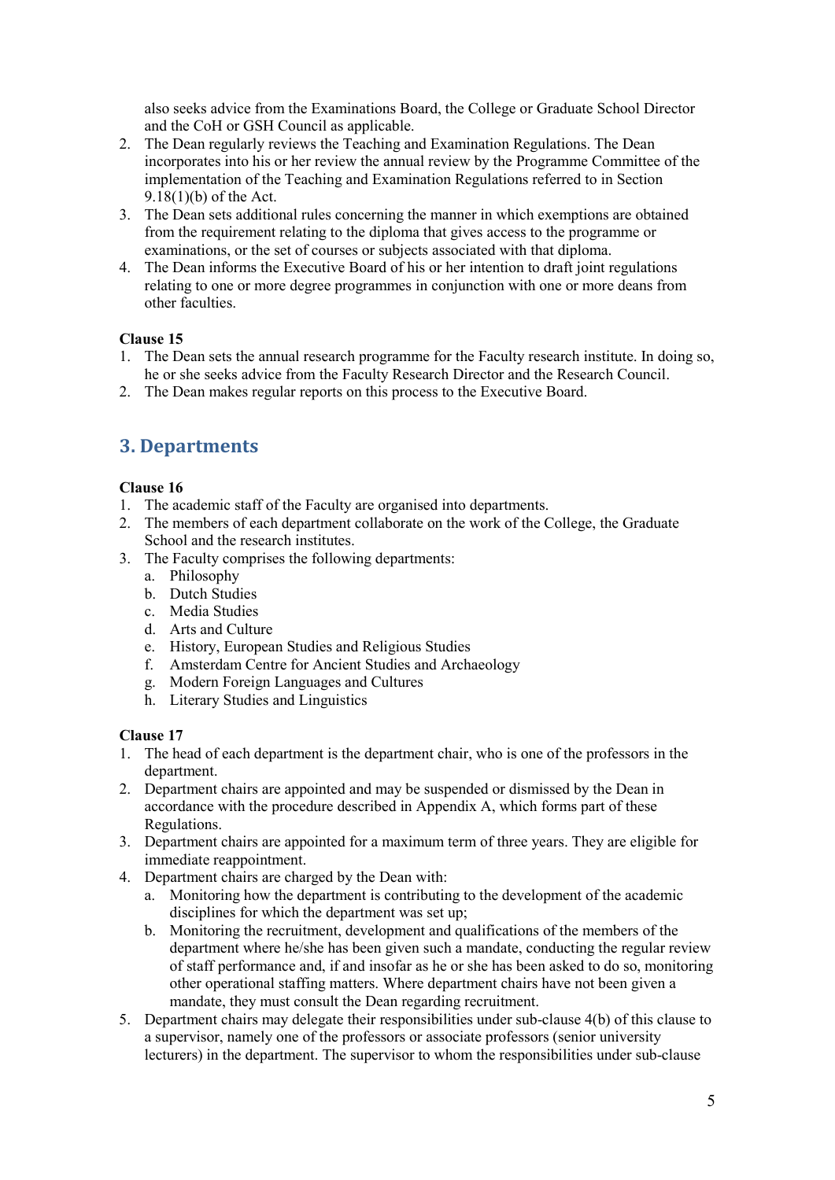also seeks advice from the Examinations Board, the College or Graduate School Director and the CoH or GSH Council as applicable.

2. The Dean regularly reviews the Teaching and Examination Regulations. The Dean incorporates into his or her review the annual review by the Programme Committee of the implementation of the Teaching and Examination Regulations referred to in Section 9.18(1)(b) of the Act.
3. The Dean sets additional rules concerning the manner in which exemptions are obtained from the requirement relating to the diploma that gives access to the programme or examinations, or the set of courses or subjects associated with that diploma.
4. The Dean informs the Executive Board of his or her intention to draft joint regulations relating to one or more degree programmes in conjunction with one or more deans from other faculties.

**Clause 15**

1. The Dean sets the annual research programme for the Faculty research institute. In doing so, he or she seeks advice from the Faculty Research Director and the Research Council.
2. The Dean makes regular reports on this process to the Executive Board.

## 3. Departments

**Clause 16**

1. The academic staff of the Faculty are organised into departments.
2. The members of each department collaborate on the work of the College, the Graduate School and the research institutes.
3. The Faculty comprises the following departments:
   a. Philosophy
   b. Dutch Studies
   c. Media Studies
   d. Arts and Culture
   e. History, European Studies and Religious Studies
   f. Amsterdam Centre for Ancient Studies and Archaeology
   g. Modern Foreign Languages and Cultures
   h. Literary Studies and Linguistics

**Clause 17**

1. The head of each department is the department chair, who is one of the professors in the department.
2. Department chairs are appointed and may be suspended or dismissed by the Dean in accordance with the procedure described in Appendix A, which forms part of these Regulations.
3. Department chairs are appointed for a maximum term of three years. They are eligible for immediate reappointment.
4. Department chairs are charged by the Dean with:
   a. Monitoring how the department is contributing to the development of the academic disciplines for which the department was set up;
   b. Monitoring the recruitment, development and qualifications of the members of the department where he/she has been given such a mandate, conducting the regular review of staff performance and, if and insofar as he or she has been asked to do so, monitoring other operational staffing matters. Where department chairs have not been given a mandate, they must consult the Dean regarding recruitment.
5. Department chairs may delegate their responsibilities under sub-clause 4(b) of this clause to a supervisor, namely one of the professors or associate professors (senior university lecturers) in the department. The supervisor to whom the responsibilities under sub-clause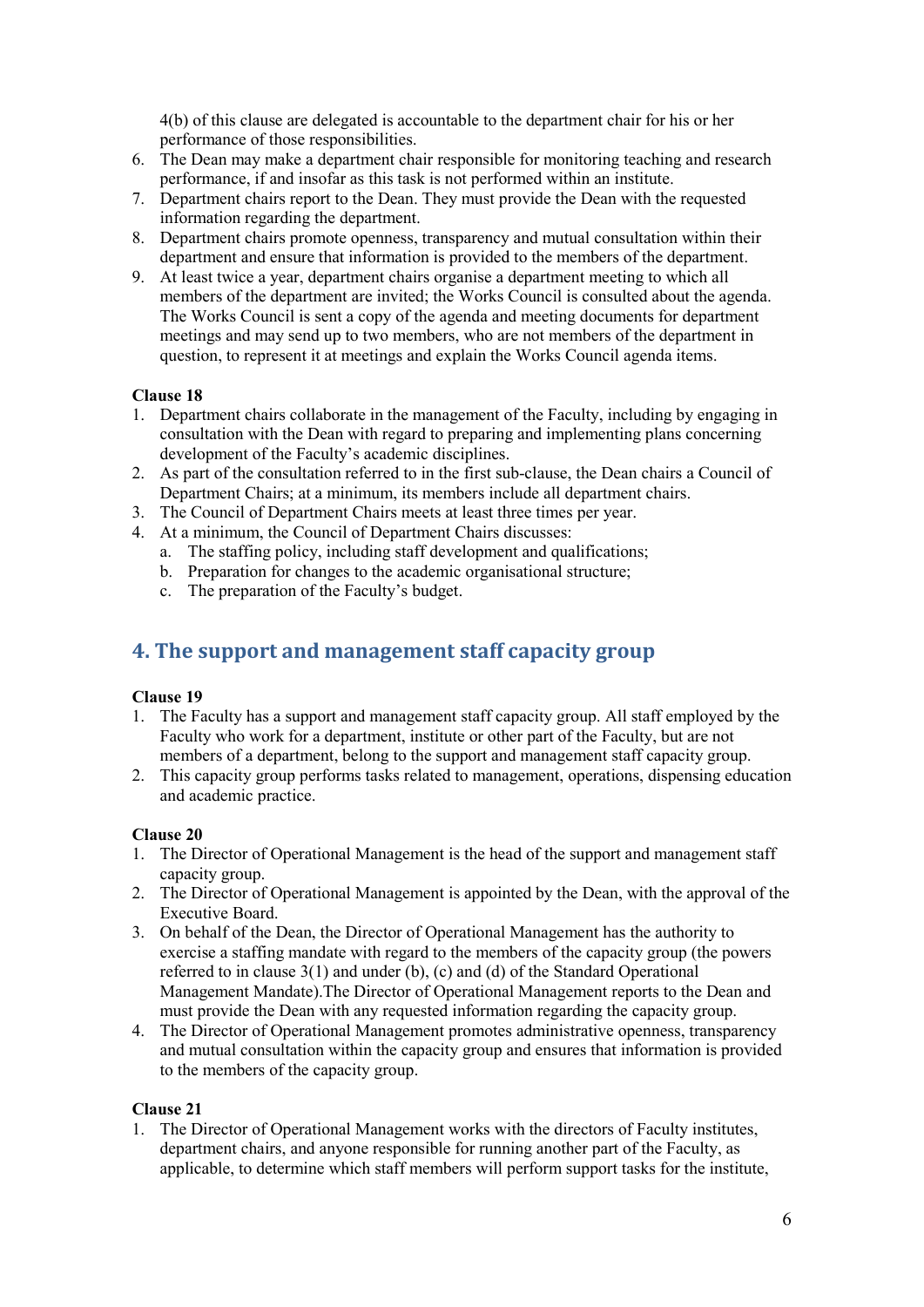4(b) of this clause are delegated is accountable to the department chair for his or her performance of those responsibilities.

6. The Dean may make a department chair responsible for monitoring teaching and research performance, if and insofar as this task is not performed within an institute.
7. Department chairs report to the Dean. They must provide the Dean with the requested information regarding the department.
8. Department chairs promote openness, transparency and mutual consultation within their department and ensure that information is provided to the members of the department.
9. At least twice a year, department chairs organise a department meeting to which all members of the department are invited; the Works Council is consulted about the agenda. The Works Council is sent a copy of the agenda and meeting documents for department meetings and may send up to two members, who are not members of the department in question, to represent it at meetings and explain the Works Council agenda items.

**Clause 18**

1. Department chairs collaborate in the management of the Faculty, including by engaging in consultation with the Dean with regard to preparing and implementing plans concerning development of the Faculty's academic disciplines.
2. As part of the consultation referred to in the first sub-clause, the Dean chairs a Council of Department Chairs; at a minimum, its members include all department chairs.
3. The Council of Department Chairs meets at least three times per year.
4. At a minimum, the Council of Department Chairs discusses:
   a. The staffing policy, including staff development and qualifications;
   b. Preparation for changes to the academic organisational structure;
   c. The preparation of the Faculty's budget.

## 4. The support and management staff capacity group

**Clause 19**

1. The Faculty has a support and management staff capacity group. All staff employed by the Faculty who work for a department, institute or other part of the Faculty, but are not members of a department, belong to the support and management staff capacity group.
2. This capacity group performs tasks related to management, operations, dispensing education and academic practice.

**Clause 20**

1. The Director of Operational Management is the head of the support and management staff capacity group.
2. The Director of Operational Management is appointed by the Dean, with the approval of the Executive Board.
3. On behalf of the Dean, the Director of Operational Management has the authority to exercise a staffing mandate with regard to the members of the capacity group (the powers referred to in clause 3(1) and under (b), (c) and (d) of the Standard Operational Management Mandate).The Director of Operational Management reports to the Dean and must provide the Dean with any requested information regarding the capacity group.
4. The Director of Operational Management promotes administrative openness, transparency and mutual consultation within the capacity group and ensures that information is provided to the members of the capacity group.

**Clause 21**

1. The Director of Operational Management works with the directors of Faculty institutes, department chairs, and anyone responsible for running another part of the Faculty, as applicable, to determine which staff members will perform support tasks for the institute,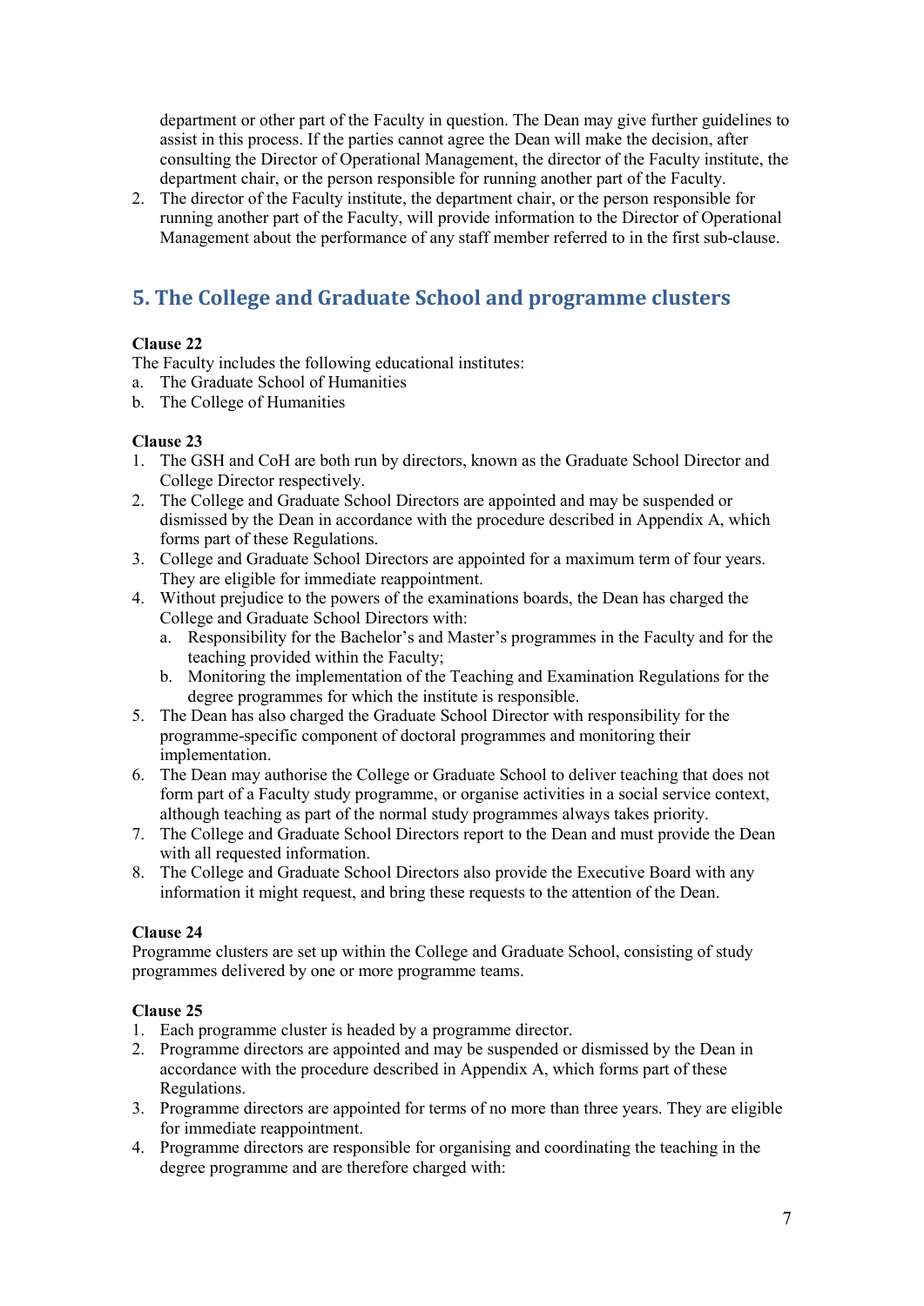department or other part of the Faculty in question. The Dean may give further guidelines to assist in this process. If the parties cannot agree the Dean will make the decision, after consulting the Director of Operational Management, the director of the Faculty institute, the department chair, or the person responsible for running another part of the Faculty.

2. The director of the Faculty institute, the department chair, or the person responsible for running another part of the Faculty, will provide information to the Director of Operational Management about the performance of any staff member referred to in the first sub-clause.

## 5. The College and Graduate School and programme clusters

**Clause 22**

The Faculty includes the following educational institutes:

a. The Graduate School of Humanities
b. The College of Humanities

**Clause 23**

1. The GSH and CoH are both run by directors, known as the Graduate School Director and College Director respectively.
2. The College and Graduate School Directors are appointed and may be suspended or dismissed by the Dean in accordance with the procedure described in Appendix A, which forms part of these Regulations.
3. College and Graduate School Directors are appointed for a maximum term of four years. They are eligible for immediate reappointment.
4. Without prejudice to the powers of the examinations boards, the Dean has charged the College and Graduate School Directors with:
   a. Responsibility for the Bachelor's and Master's programmes in the Faculty and for the teaching provided within the Faculty;
   b. Monitoring the implementation of the Teaching and Examination Regulations for the degree programmes for which the institute is responsible.
5. The Dean has also charged the Graduate School Director with responsibility for the programme-specific component of doctoral programmes and monitoring their implementation.
6. The Dean may authorise the College or Graduate School to deliver teaching that does not form part of a Faculty study programme, or organise activities in a social service context, although teaching as part of the normal study programmes always takes priority.
7. The College and Graduate School Directors report to the Dean and must provide the Dean with all requested information.
8. The College and Graduate School Directors also provide the Executive Board with any information it might request, and bring these requests to the attention of the Dean.

**Clause 24**

Programme clusters are set up within the College and Graduate School, consisting of study programmes delivered by one or more programme teams.

**Clause 25**

1. Each programme cluster is headed by a programme director.
2. Programme directors are appointed and may be suspended or dismissed by the Dean in accordance with the procedure described in Appendix A, which forms part of these Regulations.
3. Programme directors are appointed for terms of no more than three years. They are eligible for immediate reappointment.
4. Programme directors are responsible for organising and coordinating the teaching in the degree programme and are therefore charged with: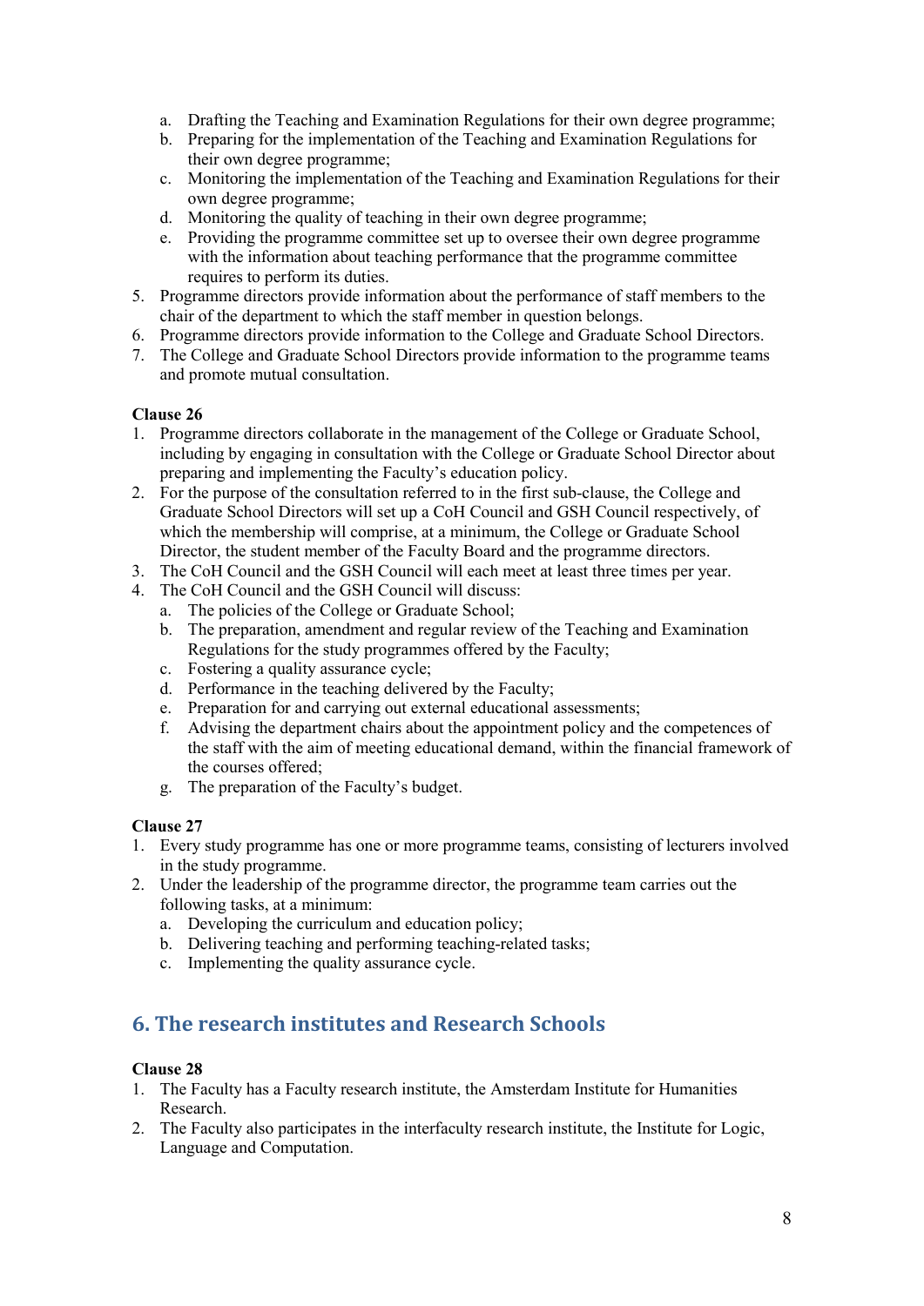a. Drafting the Teaching and Examination Regulations for their own degree programme;
   b. Preparing for the implementation of the Teaching and Examination Regulations for their own degree programme;
   c. Monitoring the implementation of the Teaching and Examination Regulations for their own degree programme;
   d. Monitoring the quality of teaching in their own degree programme;
   e. Providing the programme committee set up to oversee their own degree programme with the information about teaching performance that the programme committee requires to perform its duties.
5. Programme directors provide information about the performance of staff members to the chair of the department to which the staff member in question belongs.
6. Programme directors provide information to the College and Graduate School Directors.
7. The College and Graduate School Directors provide information to the programme teams and promote mutual consultation.

**Clause 26**

1. Programme directors collaborate in the management of the College or Graduate School, including by engaging in consultation with the College or Graduate School Director about preparing and implementing the Faculty's education policy.
2. For the purpose of the consultation referred to in the first sub-clause, the College and Graduate School Directors will set up a CoH Council and GSH Council respectively, of which the membership will comprise, at a minimum, the College or Graduate School Director, the student member of the Faculty Board and the programme directors.
3. The CoH Council and the GSH Council will each meet at least three times per year.
4. The CoH Council and the GSH Council will discuss:
   a. The policies of the College or Graduate School;
   b. The preparation, amendment and regular review of the Teaching and Examination Regulations for the study programmes offered by the Faculty;
   c. Fostering a quality assurance cycle;
   d. Performance in the teaching delivered by the Faculty;
   e. Preparation for and carrying out external educational assessments;
   f. Advising the department chairs about the appointment policy and the competences of the staff with the aim of meeting educational demand, within the financial framework of the courses offered;
   g. The preparation of the Faculty's budget.

**Clause 27**

1. Every study programme has one or more programme teams, consisting of lecturers involved in the study programme.
2. Under the leadership of the programme director, the programme team carries out the following tasks, at a minimum:
   a. Developing the curriculum and education policy;
   b. Delivering teaching and performing teaching-related tasks;
   c. Implementing the quality assurance cycle.

## 6. The research institutes and Research Schools

**Clause 28**

1. The Faculty has a Faculty research institute, the Amsterdam Institute for Humanities Research.
2. The Faculty also participates in the interfaculty research institute, the Institute for Logic, Language and Computation.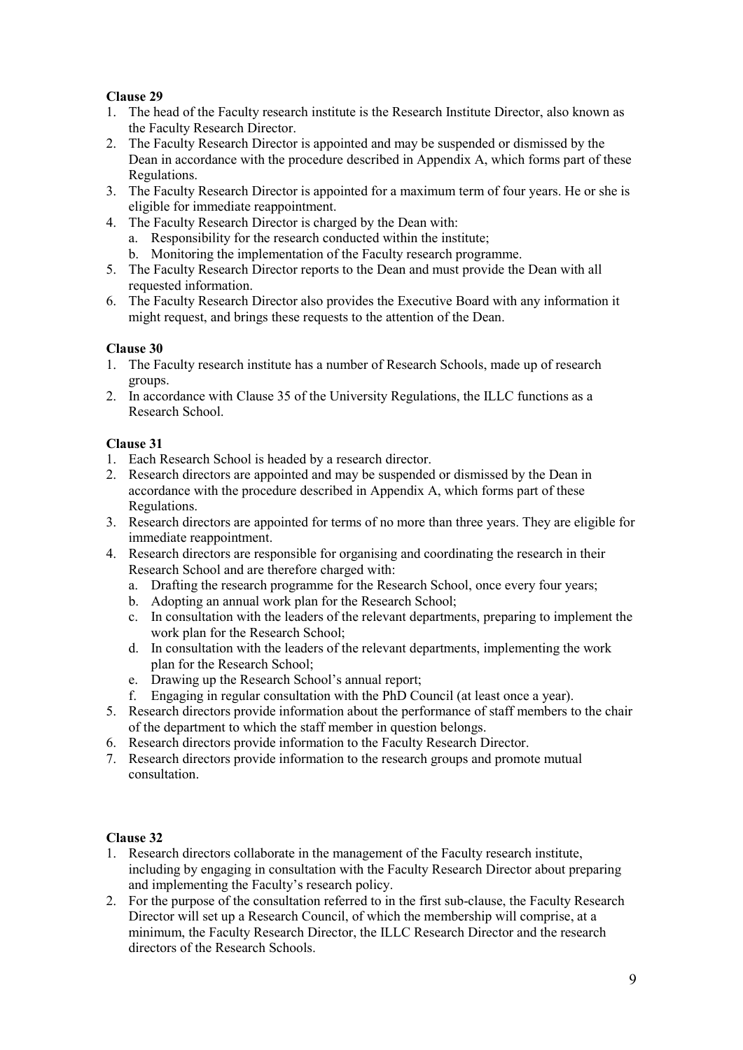**Clause 29**

1. The head of the Faculty research institute is the Research Institute Director, also known as the Faculty Research Director.
2. The Faculty Research Director is appointed and may be suspended or dismissed by the Dean in accordance with the procedure described in Appendix A, which forms part of these Regulations.
3. The Faculty Research Director is appointed for a maximum term of four years. He or she is eligible for immediate reappointment.
4. The Faculty Research Director is charged by the Dean with:
   a. Responsibility for the research conducted within the institute;
   b. Monitoring the implementation of the Faculty research programme.
5. The Faculty Research Director reports to the Dean and must provide the Dean with all requested information.
6. The Faculty Research Director also provides the Executive Board with any information it might request, and brings these requests to the attention of the Dean.

**Clause 30**

1. The Faculty research institute has a number of Research Schools, made up of research groups.
2. In accordance with Clause 35 of the University Regulations, the ILLC functions as a Research School.

**Clause 31**

1. Each Research School is headed by a research director.
2. Research directors are appointed and may be suspended or dismissed by the Dean in accordance with the procedure described in Appendix A, which forms part of these Regulations.
3. Research directors are appointed for terms of no more than three years. They are eligible for immediate reappointment.
4. Research directors are responsible for organising and coordinating the research in their Research School and are therefore charged with:
   a. Drafting the research programme for the Research School, once every four years;
   b. Adopting an annual work plan for the Research School;
   c. In consultation with the leaders of the relevant departments, preparing to implement the work plan for the Research School;
   d. In consultation with the leaders of the relevant departments, implementing the work plan for the Research School;
   e. Drawing up the Research School's annual report;
   f. Engaging in regular consultation with the PhD Council (at least once a year).
5. Research directors provide information about the performance of staff members to the chair of the department to which the staff member in question belongs.
6. Research directors provide information to the Faculty Research Director.
7. Research directors provide information to the research groups and promote mutual consultation.

**Clause 32**

1. Research directors collaborate in the management of the Faculty research institute, including by engaging in consultation with the Faculty Research Director about preparing and implementing the Faculty's research policy.
2. For the purpose of the consultation referred to in the first sub-clause, the Faculty Research Director will set up a Research Council, of which the membership will comprise, at a minimum, the Faculty Research Director, the ILLC Research Director and the research directors of the Research Schools.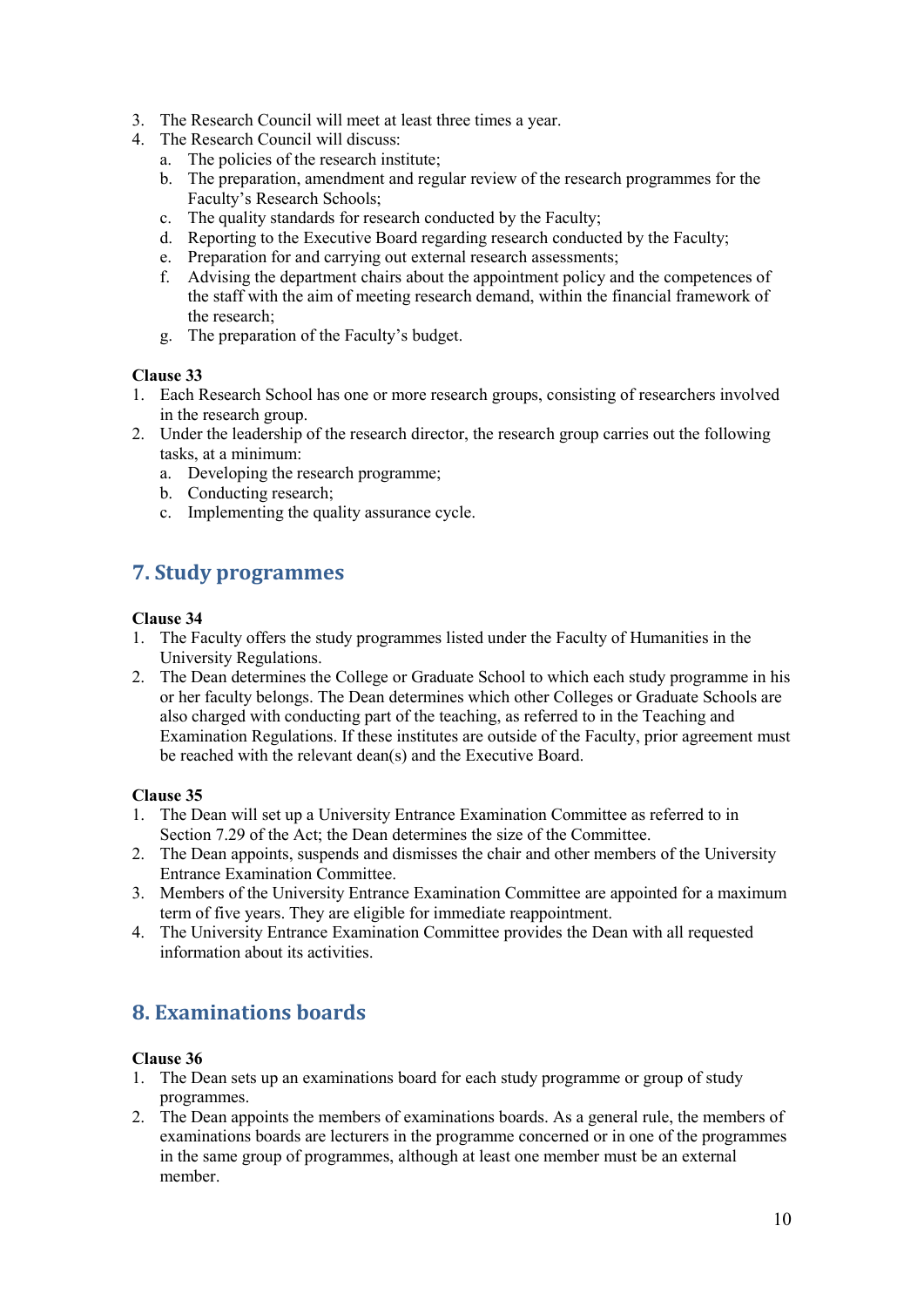3. The Research Council will meet at least three times a year.
4. The Research Council will discuss:
    a. The policies of the research institute;
    b. The preparation, amendment and regular review of the research programmes for the Faculty's Research Schools;
    c. The quality standards for research conducted by the Faculty;
    d. Reporting to the Executive Board regarding research conducted by the Faculty;
    e. Preparation for and carrying out external research assessments;
    f. Advising the department chairs about the appointment policy and the competences of the staff with the aim of meeting research demand, within the financial framework of the research;
    g. The preparation of the Faculty's budget.

**Clause 33**

1. Each Research School has one or more research groups, consisting of researchers involved in the research group.
2. Under the leadership of the research director, the research group carries out the following tasks, at a minimum:
    a. Developing the research programme;
    b. Conducting research;
    c. Implementing the quality assurance cycle.

## 7. Study programmes

**Clause 34**

1. The Faculty offers the study programmes listed under the Faculty of Humanities in the University Regulations.
2. The Dean determines the College or Graduate School to which each study programme in his or her faculty belongs. The Dean determines which other Colleges or Graduate Schools are also charged with conducting part of the teaching, as referred to in the Teaching and Examination Regulations. If these institutes are outside of the Faculty, prior agreement must be reached with the relevant dean(s) and the Executive Board.

**Clause 35**

1. The Dean will set up a University Entrance Examination Committee as referred to in Section 7.29 of the Act; the Dean determines the size of the Committee.
2. The Dean appoints, suspends and dismisses the chair and other members of the University Entrance Examination Committee.
3. Members of the University Entrance Examination Committee are appointed for a maximum term of five years. They are eligible for immediate reappointment.
4. The University Entrance Examination Committee provides the Dean with all requested information about its activities.

## 8. Examinations boards

**Clause 36**

1. The Dean sets up an examinations board for each study programme or group of study programmes.
2. The Dean appoints the members of examinations boards. As a general rule, the members of examinations boards are lecturers in the programme concerned or in one of the programmes in the same group of programmes, although at least one member must be an external member.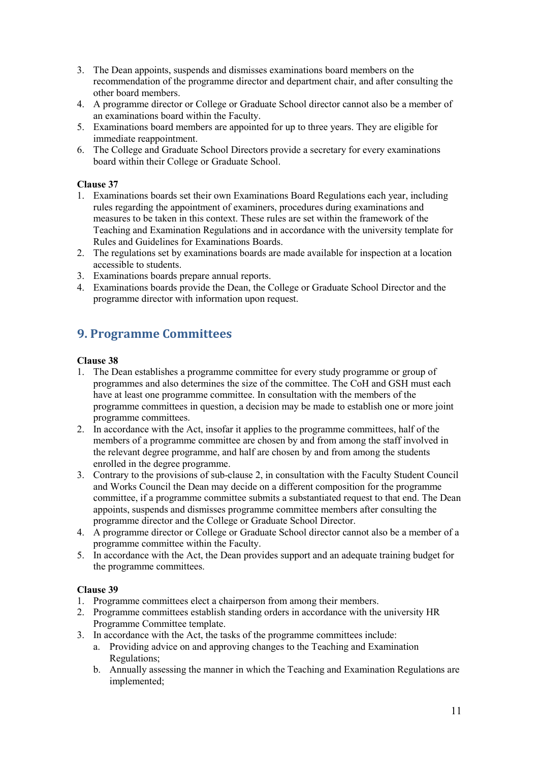3. The Dean appoints, suspends and dismisses examinations board members on the recommendation of the programme director and department chair, and after consulting the other board members.
4. A programme director or College or Graduate School director cannot also be a member of an examinations board within the Faculty.
5. Examinations board members are appointed for up to three years. They are eligible for immediate reappointment.
6. The College and Graduate School Directors provide a secretary for every examinations board within their College or Graduate School.

**Clause 37**

1. Examinations boards set their own Examinations Board Regulations each year, including rules regarding the appointment of examiners, procedures during examinations and measures to be taken in this context. These rules are set within the framework of the Teaching and Examination Regulations and in accordance with the university template for Rules and Guidelines for Examinations Boards.
2. The regulations set by examinations boards are made available for inspection at a location accessible to students.
3. Examinations boards prepare annual reports.
4. Examinations boards provide the Dean, the College or Graduate School Director and the programme director with information upon request.

## 9. Programme Committees

**Clause 38**

1. The Dean establishes a programme committee for every study programme or group of programmes and also determines the size of the committee. The CoH and GSH must each have at least one programme committee. In consultation with the members of the programme committees in question, a decision may be made to establish one or more joint programme committees.
2. In accordance with the Act, insofar it applies to the programme committees, half of the members of a programme committee are chosen by and from among the staff involved in the relevant degree programme, and half are chosen by and from among the students enrolled in the degree programme.
3. Contrary to the provisions of sub-clause 2, in consultation with the Faculty Student Council and Works Council the Dean may decide on a different composition for the programme committee, if a programme committee submits a substantiated request to that end. The Dean appoints, suspends and dismisses programme committee members after consulting the programme director and the College or Graduate School Director.
4. A programme director or College or Graduate School director cannot also be a member of a programme committee within the Faculty.
5. In accordance with the Act, the Dean provides support and an adequate training budget for the programme committees.

**Clause 39**

1. Programme committees elect a chairperson from among their members.
2. Programme committees establish standing orders in accordance with the university HR Programme Committee template.
3. In accordance with the Act, the tasks of the programme committees include:
   a. Providing advice on and approving changes to the Teaching and Examination Regulations;
   b. Annually assessing the manner in which the Teaching and Examination Regulations are implemented;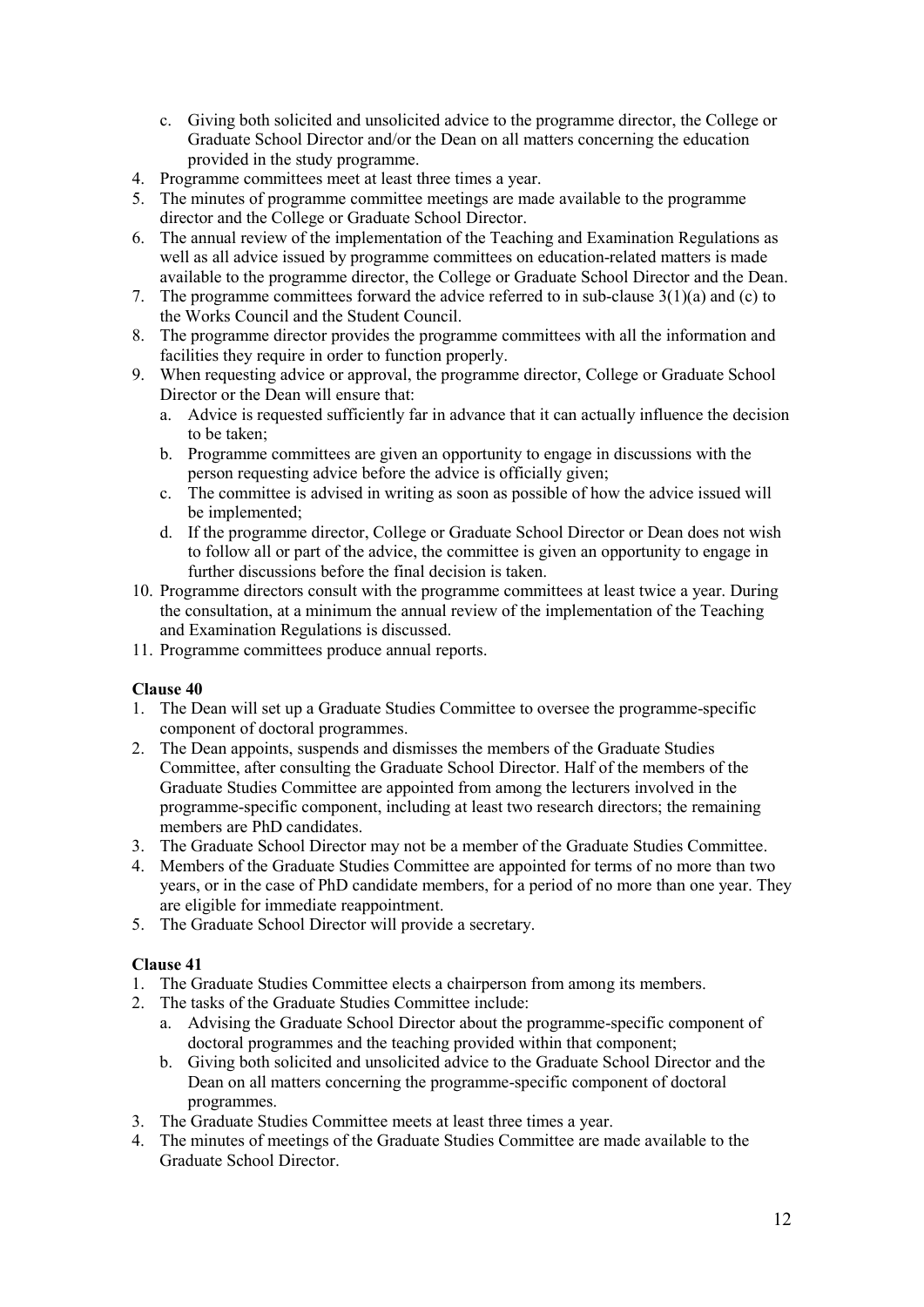c. Giving both solicited and unsolicited advice to the programme director, the College or Graduate School Director and/or the Dean on all matters concerning the education provided in the study programme.

4. Programme committees meet at least three times a year.
5. The minutes of programme committee meetings are made available to the programme director and the College or Graduate School Director.
6. The annual review of the implementation of the Teaching and Examination Regulations as well as all advice issued by programme committees on education-related matters is made available to the programme director, the College or Graduate School Director and the Dean.
7. The programme committees forward the advice referred to in sub-clause 3(1)(a) and (c) to the Works Council and the Student Council.
8. The programme director provides the programme committees with all the information and facilities they require in order to function properly.
9. When requesting advice or approval, the programme director, College or Graduate School Director or the Dean will ensure that:
   a. Advice is requested sufficiently far in advance that it can actually influence the decision to be taken;
   b. Programme committees are given an opportunity to engage in discussions with the person requesting advice before the advice is officially given;
   c. The committee is advised in writing as soon as possible of how the advice issued will be implemented;
   d. If the programme director, College or Graduate School Director or Dean does not wish to follow all or part of the advice, the committee is given an opportunity to engage in further discussions before the final decision is taken.
10. Programme directors consult with the programme committees at least twice a year. During the consultation, at a minimum the annual review of the implementation of the Teaching and Examination Regulations is discussed.
11. Programme committees produce annual reports.

**Clause 40**

1. The Dean will set up a Graduate Studies Committee to oversee the programme-specific component of doctoral programmes.
2. The Dean appoints, suspends and dismisses the members of the Graduate Studies Committee, after consulting the Graduate School Director. Half of the members of the Graduate Studies Committee are appointed from among the lecturers involved in the programme-specific component, including at least two research directors; the remaining members are PhD candidates.
3. The Graduate School Director may not be a member of the Graduate Studies Committee.
4. Members of the Graduate Studies Committee are appointed for terms of no more than two years, or in the case of PhD candidate members, for a period of no more than one year. They are eligible for immediate reappointment.
5. The Graduate School Director will provide a secretary.

**Clause 41**

1. The Graduate Studies Committee elects a chairperson from among its members.
2. The tasks of the Graduate Studies Committee include:
   a. Advising the Graduate School Director about the programme-specific component of doctoral programmes and the teaching provided within that component;
   b. Giving both solicited and unsolicited advice to the Graduate School Director and the Dean on all matters concerning the programme-specific component of doctoral programmes.
3. The Graduate Studies Committee meets at least three times a year.
4. The minutes of meetings of the Graduate Studies Committee are made available to the Graduate School Director.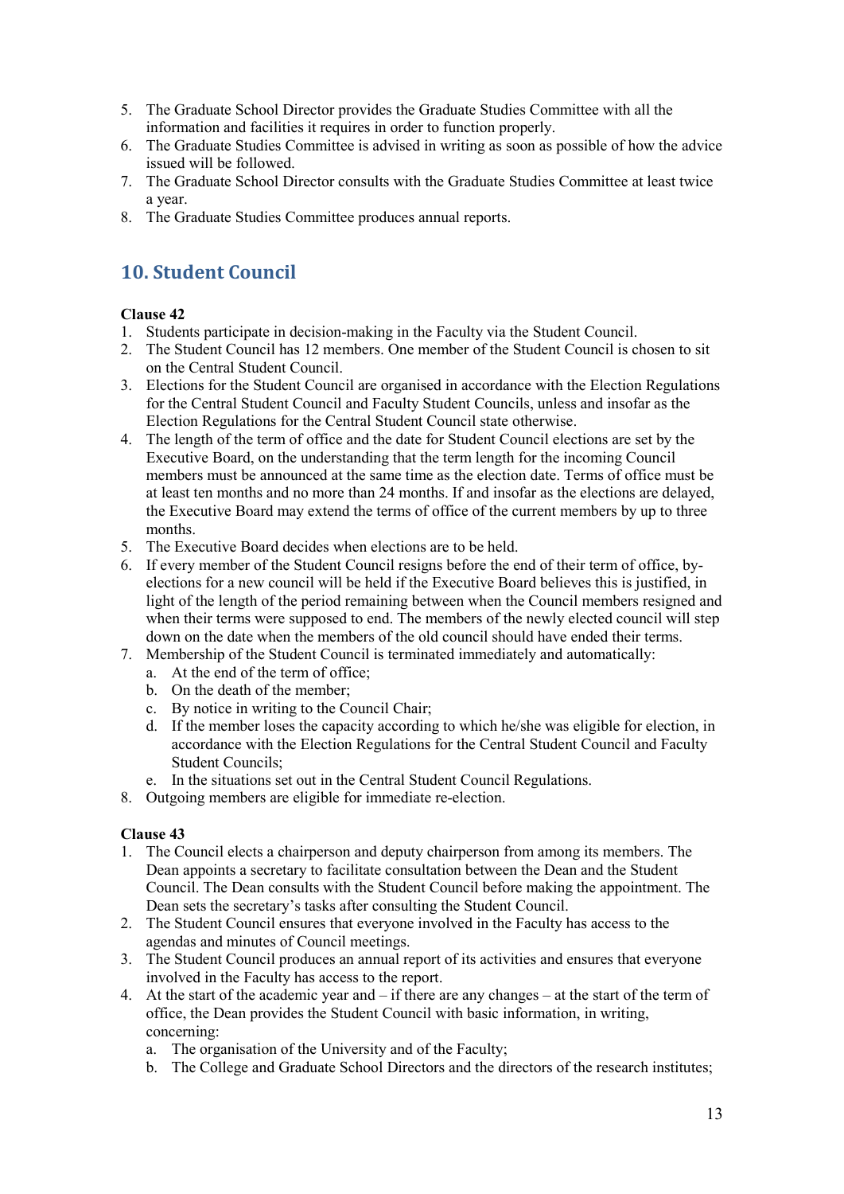5. The Graduate School Director provides the Graduate Studies Committee with all the information and facilities it requires in order to function properly.
6. The Graduate Studies Committee is advised in writing as soon as possible of how the advice issued will be followed.
7. The Graduate School Director consults with the Graduate Studies Committee at least twice a year.
8. The Graduate Studies Committee produces annual reports.

## 10. Student Council

**Clause 42**

1. Students participate in decision-making in the Faculty via the Student Council.
2. The Student Council has 12 members. One member of the Student Council is chosen to sit on the Central Student Council.
3. Elections for the Student Council are organised in accordance with the Election Regulations for the Central Student Council and Faculty Student Councils, unless and insofar as the Election Regulations for the Central Student Council state otherwise.
4. The length of the term of office and the date for Student Council elections are set by the Executive Board, on the understanding that the term length for the incoming Council members must be announced at the same time as the election date. Terms of office must be at least ten months and no more than 24 months. If and insofar as the elections are delayed, the Executive Board may extend the terms of office of the current members by up to three months.
5. The Executive Board decides when elections are to be held.
6. If every member of the Student Council resigns before the end of their term of office, by-elections for a new council will be held if the Executive Board believes this is justified, in light of the length of the period remaining between when the Council members resigned and when their terms were supposed to end. The members of the newly elected council will step down on the date when the members of the old council should have ended their terms.
7. Membership of the Student Council is terminated immediately and automatically:
   a. At the end of the term of office;
   b. On the death of the member;
   c. By notice in writing to the Council Chair;
   d. If the member loses the capacity according to which he/she was eligible for election, in accordance with the Election Regulations for the Central Student Council and Faculty Student Councils;
   e. In the situations set out in the Central Student Council Regulations.
8. Outgoing members are eligible for immediate re-election.

**Clause 43**

1. The Council elects a chairperson and deputy chairperson from among its members. The Dean appoints a secretary to facilitate consultation between the Dean and the Student Council. The Dean consults with the Student Council before making the appointment. The Dean sets the secretary's tasks after consulting the Student Council.
2. The Student Council ensures that everyone involved in the Faculty has access to the agendas and minutes of Council meetings.
3. The Student Council produces an annual report of its activities and ensures that everyone involved in the Faculty has access to the report.
4. At the start of the academic year and – if there are any changes – at the start of the term of office, the Dean provides the Student Council with basic information, in writing, concerning:
   a. The organisation of the University and of the Faculty;
   b. The College and Graduate School Directors and the directors of the research institutes;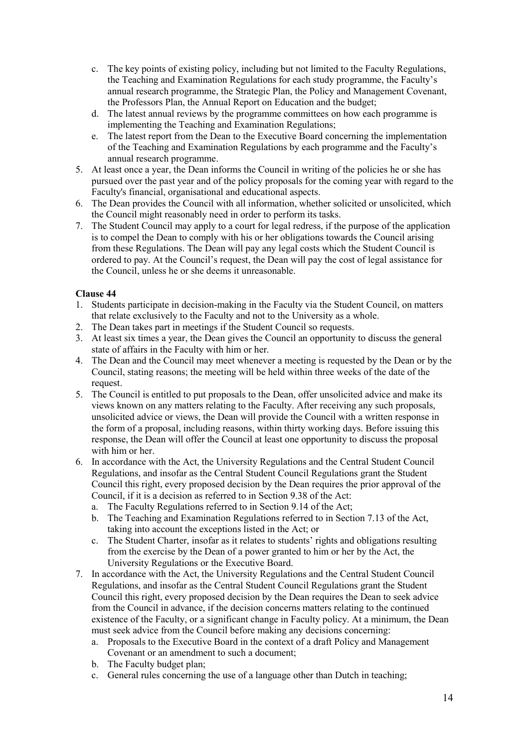c. The key points of existing policy, including but not limited to the Faculty Regulations, the Teaching and Examination Regulations for each study programme, the Faculty's annual research programme, the Strategic Plan, the Policy and Management Covenant, the Professors Plan, the Annual Report on Education and the budget;
   d. The latest annual reviews by the programme committees on how each programme is implementing the Teaching and Examination Regulations;
   e. The latest report from the Dean to the Executive Board concerning the implementation of the Teaching and Examination Regulations by each programme and the Faculty's annual research programme.
5. At least once a year, the Dean informs the Council in writing of the policies he or she has pursued over the past year and of the policy proposals for the coming year with regard to the Faculty's financial, organisational and educational aspects.
6. The Dean provides the Council with all information, whether solicited or unsolicited, which the Council might reasonably need in order to perform its tasks.
7. The Student Council may apply to a court for legal redress, if the purpose of the application is to compel the Dean to comply with his or her obligations towards the Council arising from these Regulations. The Dean will pay any legal costs which the Student Council is ordered to pay. At the Council's request, the Dean will pay the cost of legal assistance for the Council, unless he or she deems it unreasonable.

**Clause 44**

1. Students participate in decision-making in the Faculty via the Student Council, on matters that relate exclusively to the Faculty and not to the University as a whole.
2. The Dean takes part in meetings if the Student Council so requests.
3. At least six times a year, the Dean gives the Council an opportunity to discuss the general state of affairs in the Faculty with him or her.
4. The Dean and the Council may meet whenever a meeting is requested by the Dean or by the Council, stating reasons; the meeting will be held within three weeks of the date of the request.
5. The Council is entitled to put proposals to the Dean, offer unsolicited advice and make its views known on any matters relating to the Faculty. After receiving any such proposals, unsolicited advice or views, the Dean will provide the Council with a written response in the form of a proposal, including reasons, within thirty working days. Before issuing this response, the Dean will offer the Council at least one opportunity to discuss the proposal with him or her.
6. In accordance with the Act, the University Regulations and the Central Student Council Regulations, and insofar as the Central Student Council Regulations grant the Student Council this right, every proposed decision by the Dean requires the prior approval of the Council, if it is a decision as referred to in Section 9.38 of the Act:
   a. The Faculty Regulations referred to in Section 9.14 of the Act;
   b. The Teaching and Examination Regulations referred to in Section 7.13 of the Act, taking into account the exceptions listed in the Act; or
   c. The Student Charter, insofar as it relates to students' rights and obligations resulting from the exercise by the Dean of a power granted to him or her by the Act, the University Regulations or the Executive Board.
7. In accordance with the Act, the University Regulations and the Central Student Council Regulations, and insofar as the Central Student Council Regulations grant the Student Council this right, every proposed decision by the Dean requires the Dean to seek advice from the Council in advance, if the decision concerns matters relating to the continued existence of the Faculty, or a significant change in Faculty policy. At a minimum, the Dean must seek advice from the Council before making any decisions concerning:
   a. Proposals to the Executive Board in the context of a draft Policy and Management Covenant or an amendment to such a document;
   b. The Faculty budget plan;
   c. General rules concerning the use of a language other than Dutch in teaching;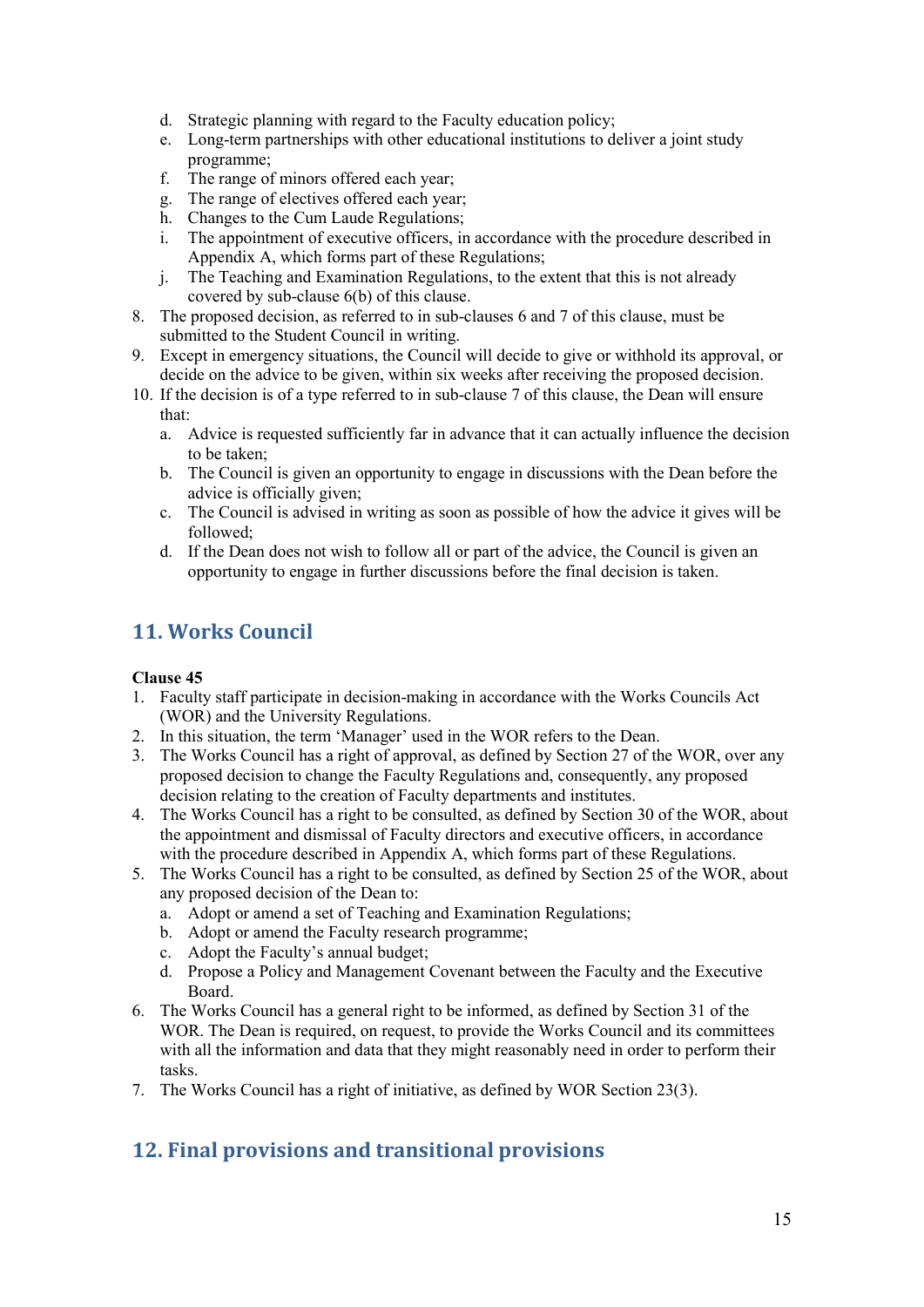d. Strategic planning with regard to the Faculty education policy;
e. Long-term partnerships with other educational institutions to deliver a joint study programme;
f. The range of minors offered each year;
g. The range of electives offered each year;
h. Changes to the Cum Laude Regulations;
i. The appointment of executive officers, in accordance with the procedure described in Appendix A, which forms part of these Regulations;
j. The Teaching and Examination Regulations, to the extent that this is not already covered by sub-clause 6(b) of this clause.

8. The proposed decision, as referred to in sub-clauses 6 and 7 of this clause, must be submitted to the Student Council in writing.
9. Except in emergency situations, the Council will decide to give or withhold its approval, or decide on the advice to be given, within six weeks after receiving the proposed decision.
10. If the decision is of a type referred to in sub-clause 7 of this clause, the Dean will ensure that:
    a. Advice is requested sufficiently far in advance that it can actually influence the decision to be taken;
    b. The Council is given an opportunity to engage in discussions with the Dean before the advice is officially given;
    c. The Council is advised in writing as soon as possible of how the advice it gives will be followed;
    d. If the Dean does not wish to follow all or part of the advice, the Council is given an opportunity to engage in further discussions before the final decision is taken.

## 11. Works Council

**Clause 45**

1. Faculty staff participate in decision-making in accordance with the Works Councils Act (WOR) and the University Regulations.
2. In this situation, the term 'Manager' used in the WOR refers to the Dean.
3. The Works Council has a right of approval, as defined by Section 27 of the WOR, over any proposed decision to change the Faculty Regulations and, consequently, any proposed decision relating to the creation of Faculty departments and institutes.
4. The Works Council has a right to be consulted, as defined by Section 30 of the WOR, about the appointment and dismissal of Faculty directors and executive officers, in accordance with the procedure described in Appendix A, which forms part of these Regulations.
5. The Works Council has a right to be consulted, as defined by Section 25 of the WOR, about any proposed decision of the Dean to:
    a. Adopt or amend a set of Teaching and Examination Regulations;
    b. Adopt or amend the Faculty research programme;
    c. Adopt the Faculty's annual budget;
    d. Propose a Policy and Management Covenant between the Faculty and the Executive Board.
6. The Works Council has a general right to be informed, as defined by Section 31 of the WOR. The Dean is required, on request, to provide the Works Council and its committees with all the information and data that they might reasonably need in order to perform their tasks.
7. The Works Council has a right of initiative, as defined by WOR Section 23(3).

## 12. Final provisions and transitional provisions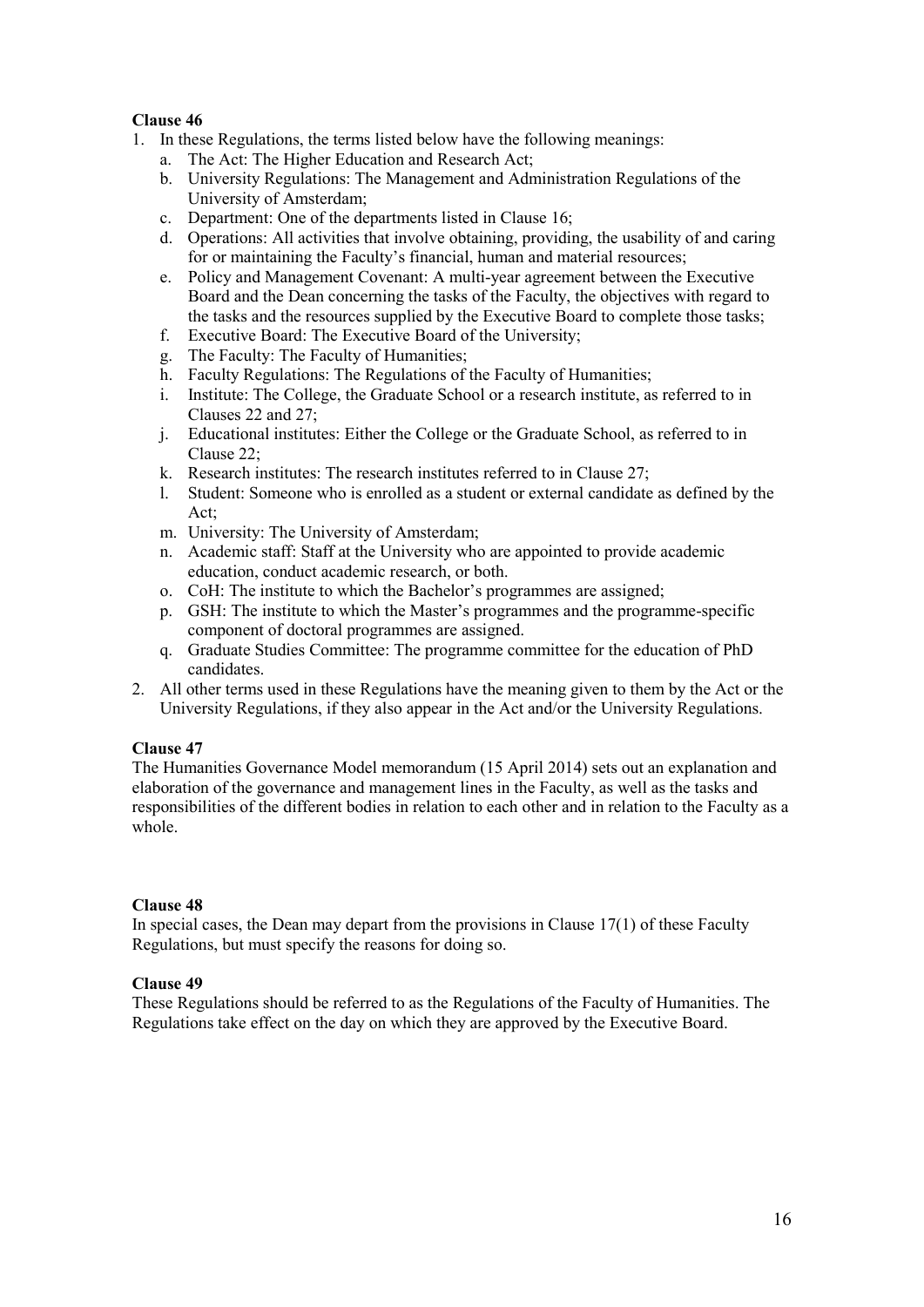**Clause 46**

1. In these Regulations, the terms listed below have the following meanings:
   a. The Act: The Higher Education and Research Act;
   b. University Regulations: The Management and Administration Regulations of the University of Amsterdam;
   c. Department: One of the departments listed in Clause 16;
   d. Operations: All activities that involve obtaining, providing, the usability of and caring for or maintaining the Faculty's financial, human and material resources;
   e. Policy and Management Covenant: A multi-year agreement between the Executive Board and the Dean concerning the tasks of the Faculty, the objectives with regard to the tasks and the resources supplied by the Executive Board to complete those tasks;
   f. Executive Board: The Executive Board of the University;
   g. The Faculty: The Faculty of Humanities;
   h. Faculty Regulations: The Regulations of the Faculty of Humanities;
   i. Institute: The College, the Graduate School or a research institute, as referred to in Clauses 22 and 27;
   j. Educational institutes: Either the College or the Graduate School, as referred to in Clause 22;
   k. Research institutes: The research institutes referred to in Clause 27;
   l. Student: Someone who is enrolled as a student or external candidate as defined by the Act;
   m. University: The University of Amsterdam;
   n. Academic staff: Staff at the University who are appointed to provide academic education, conduct academic research, or both.
   o. CoH: The institute to which the Bachelor's programmes are assigned;
   p. GSH: The institute to which the Master's programmes and the programme-specific component of doctoral programmes are assigned.
   q. Graduate Studies Committee: The programme committee for the education of PhD candidates.
2. All other terms used in these Regulations have the meaning given to them by the Act or the University Regulations, if they also appear in the Act and/or the University Regulations.

**Clause 47**

The Humanities Governance Model memorandum (15 April 2014) sets out an explanation and elaboration of the governance and management lines in the Faculty, as well as the tasks and responsibilities of the different bodies in relation to each other and in relation to the Faculty as a whole.

**Clause 48**

In special cases, the Dean may depart from the provisions in Clause 17(1) of these Faculty Regulations, but must specify the reasons for doing so.

**Clause 49**

These Regulations should be referred to as the Regulations of the Faculty of Humanities. The Regulations take effect on the day on which they are approved by the Executive Board.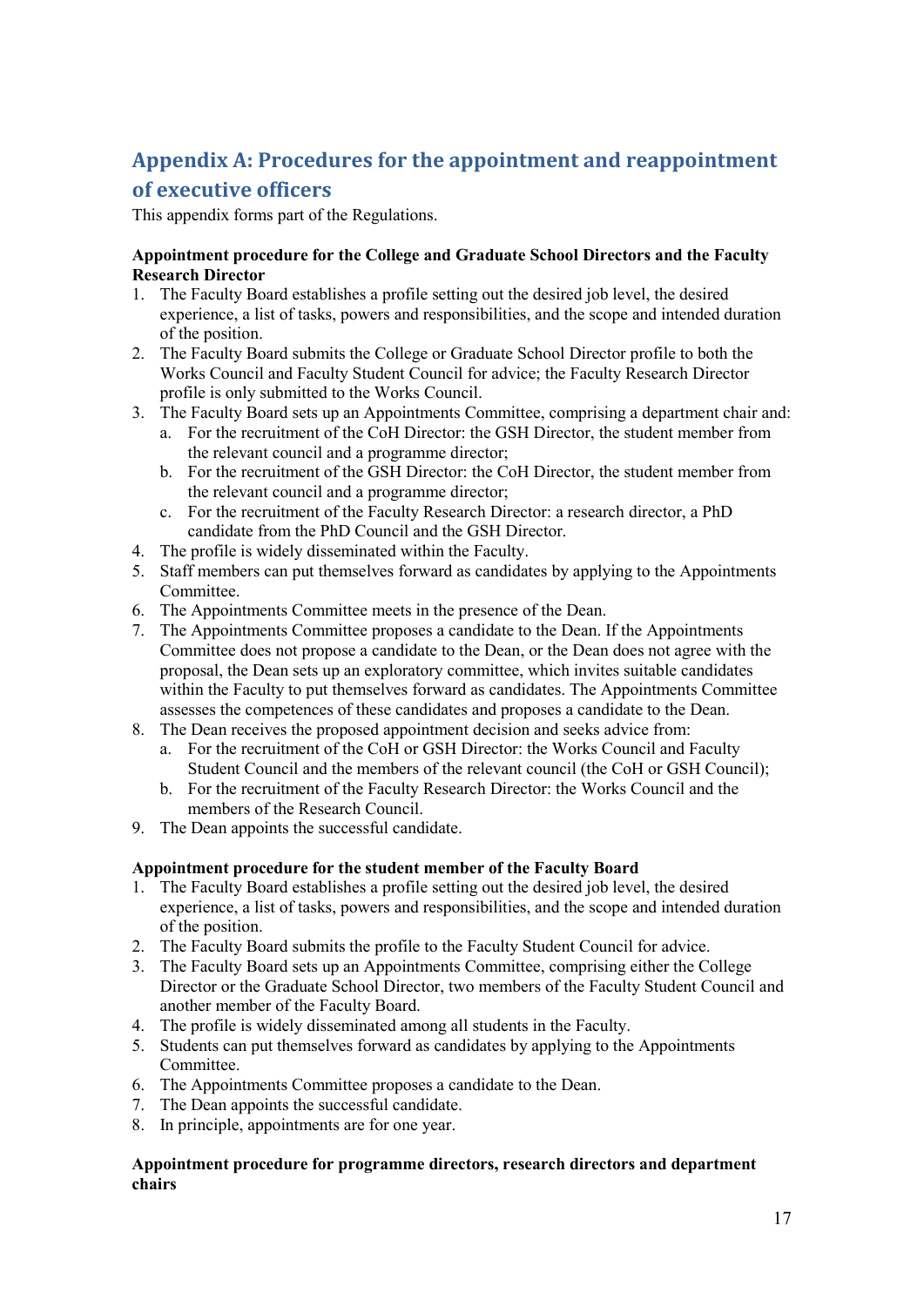## Appendix A: Procedures for the appointment and reappointment of executive officers

This appendix forms part of the Regulations.

**Appointment procedure for the College and Graduate School Directors and the Faculty Research Director**

1. The Faculty Board establishes a profile setting out the desired job level, the desired experience, a list of tasks, powers and responsibilities, and the scope and intended duration of the position.
2. The Faculty Board submits the College or Graduate School Director profile to both the Works Council and Faculty Student Council for advice; the Faculty Research Director profile is only submitted to the Works Council.
3. The Faculty Board sets up an Appointments Committee, comprising a department chair and:
   a. For the recruitment of the CoH Director: the GSH Director, the student member from the relevant council and a programme director;
   b. For the recruitment of the GSH Director: the CoH Director, the student member from the relevant council and a programme director;
   c. For the recruitment of the Faculty Research Director: a research director, a PhD candidate from the PhD Council and the GSH Director.
4. The profile is widely disseminated within the Faculty.
5. Staff members can put themselves forward as candidates by applying to the Appointments Committee.
6. The Appointments Committee meets in the presence of the Dean.
7. The Appointments Committee proposes a candidate to the Dean. If the Appointments Committee does not propose a candidate to the Dean, or the Dean does not agree with the proposal, the Dean sets up an exploratory committee, which invites suitable candidates within the Faculty to put themselves forward as candidates. The Appointments Committee assesses the competences of these candidates and proposes a candidate to the Dean.
8. The Dean receives the proposed appointment decision and seeks advice from:
   a. For the recruitment of the CoH or GSH Director: the Works Council and Faculty Student Council and the members of the relevant council (the CoH or GSH Council);
   b. For the recruitment of the Faculty Research Director: the Works Council and the members of the Research Council.
9. The Dean appoints the successful candidate.

**Appointment procedure for the student member of the Faculty Board**

1. The Faculty Board establishes a profile setting out the desired job level, the desired experience, a list of tasks, powers and responsibilities, and the scope and intended duration of the position.
2. The Faculty Board submits the profile to the Faculty Student Council for advice.
3. The Faculty Board sets up an Appointments Committee, comprising either the College Director or the Graduate School Director, two members of the Faculty Student Council and another member of the Faculty Board.
4. The profile is widely disseminated among all students in the Faculty.
5. Students can put themselves forward as candidates by applying to the Appointments Committee.
6. The Appointments Committee proposes a candidate to the Dean.
7. The Dean appoints the successful candidate.
8. In principle, appointments are for one year.

**Appointment procedure for programme directors, research directors and department chairs**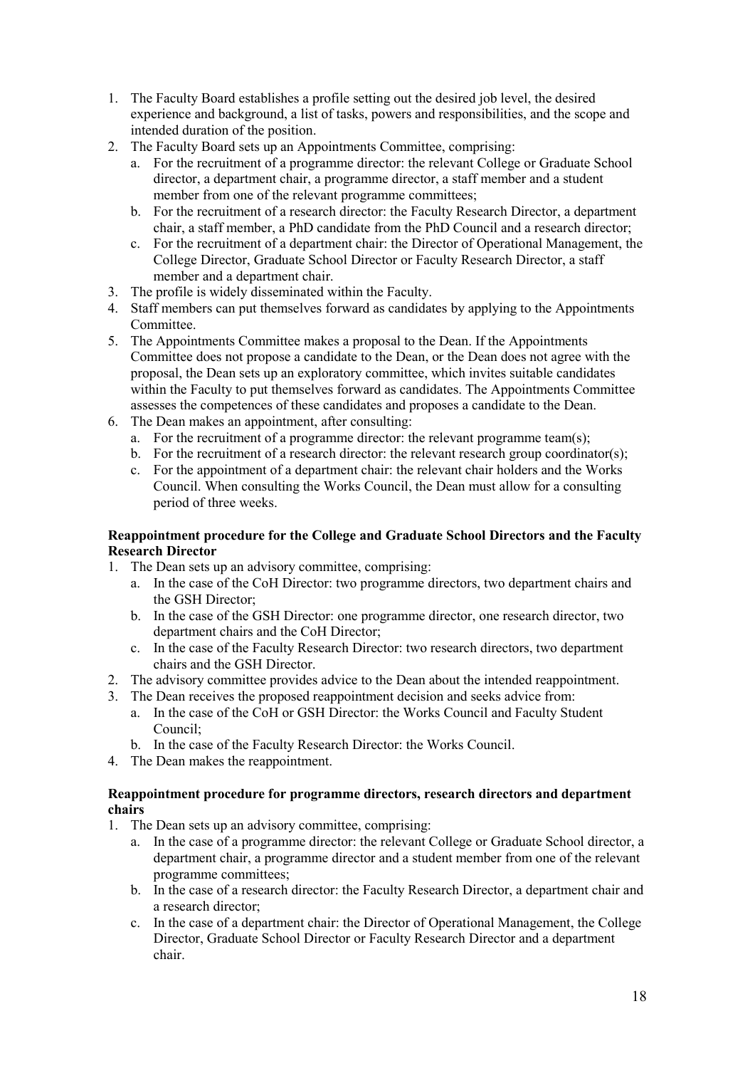1. The Faculty Board establishes a profile setting out the desired job level, the desired experience and background, a list of tasks, powers and responsibilities, and the scope and intended duration of the position.
2. The Faculty Board sets up an Appointments Committee, comprising:
   a. For the recruitment of a programme director: the relevant College or Graduate School director, a department chair, a programme director, a staff member and a student member from one of the relevant programme committees;
   b. For the recruitment of a research director: the Faculty Research Director, a department chair, a staff member, a PhD candidate from the PhD Council and a research director;
   c. For the recruitment of a department chair: the Director of Operational Management, the College Director, Graduate School Director or Faculty Research Director, a staff member and a department chair.
3. The profile is widely disseminated within the Faculty.
4. Staff members can put themselves forward as candidates by applying to the Appointments Committee.
5. The Appointments Committee makes a proposal to the Dean. If the Appointments Committee does not propose a candidate to the Dean, or the Dean does not agree with the proposal, the Dean sets up an exploratory committee, which invites suitable candidates within the Faculty to put themselves forward as candidates. The Appointments Committee assesses the competences of these candidates and proposes a candidate to the Dean.
6. The Dean makes an appointment, after consulting:
   a. For the recruitment of a programme director: the relevant programme team(s);
   b. For the recruitment of a research director: the relevant research group coordinator(s);
   c. For the appointment of a department chair: the relevant chair holders and the Works Council. When consulting the Works Council, the Dean must allow for a consulting period of three weeks.

**Reappointment procedure for the College and Graduate School Directors and the Faculty Research Director**

1. The Dean sets up an advisory committee, comprising:
   a. In the case of the CoH Director: two programme directors, two department chairs and the GSH Director;
   b. In the case of the GSH Director: one programme director, one research director, two department chairs and the CoH Director;
   c. In the case of the Faculty Research Director: two research directors, two department chairs and the GSH Director.
2. The advisory committee provides advice to the Dean about the intended reappointment.
3. The Dean receives the proposed reappointment decision and seeks advice from:
   a. In the case of the CoH or GSH Director: the Works Council and Faculty Student Council;
   b. In the case of the Faculty Research Director: the Works Council.
4. The Dean makes the reappointment.

**Reappointment procedure for programme directors, research directors and department chairs**

1. The Dean sets up an advisory committee, comprising:
   a. In the case of a programme director: the relevant College or Graduate School director, a department chair, a programme director and a student member from one of the relevant programme committees;
   b. In the case of a research director: the Faculty Research Director, a department chair and a research director;
   c. In the case of a department chair: the Director of Operational Management, the College Director, Graduate School Director or Faculty Research Director and a department chair.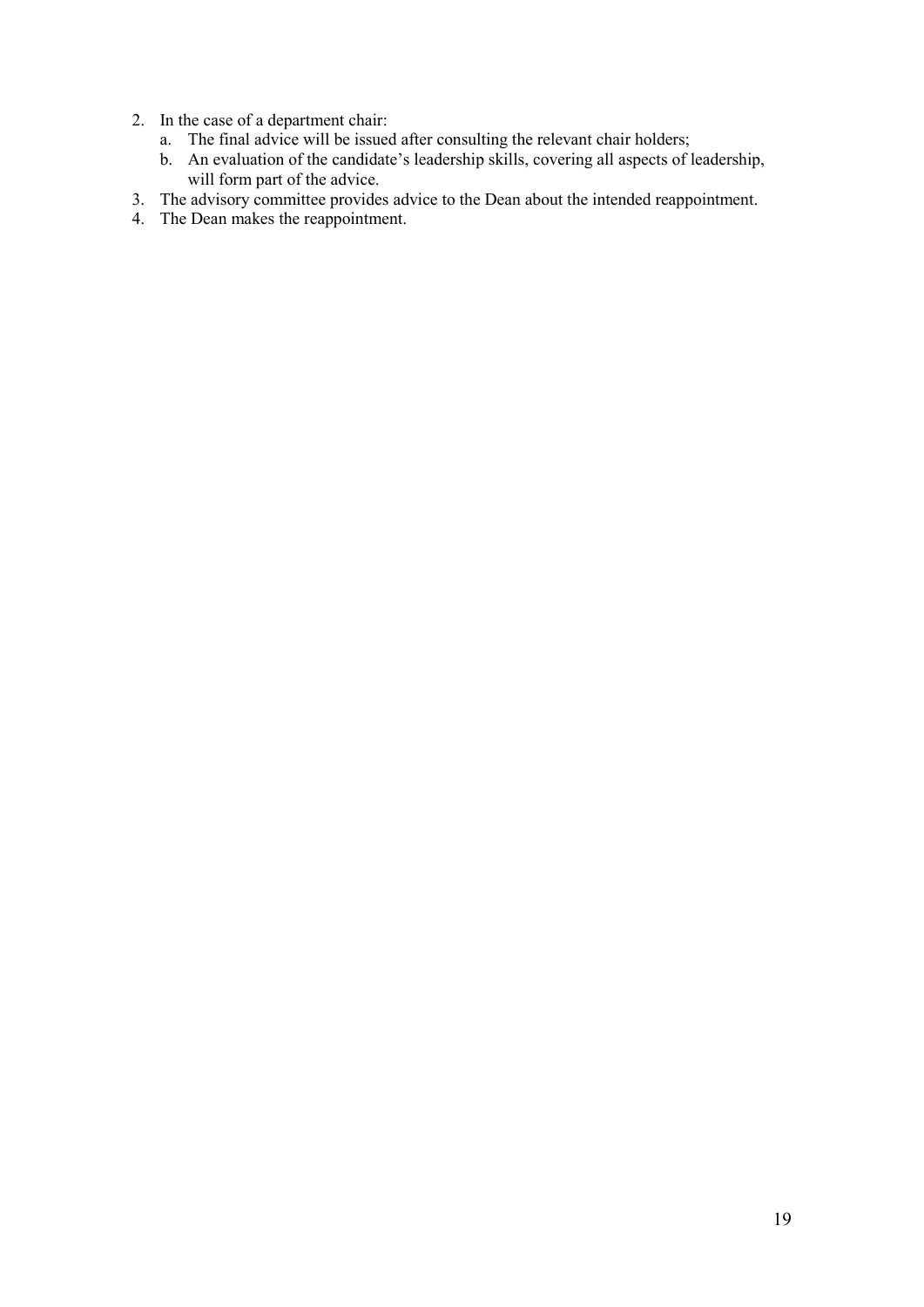2. In the case of a department chair:
    a. The final advice will be issued after consulting the relevant chair holders;
    b. An evaluation of the candidate's leadership skills, covering all aspects of leadership, will form part of the advice.
3. The advisory committee provides advice to the Dean about the intended reappointment.
4. The Dean makes the reappointment.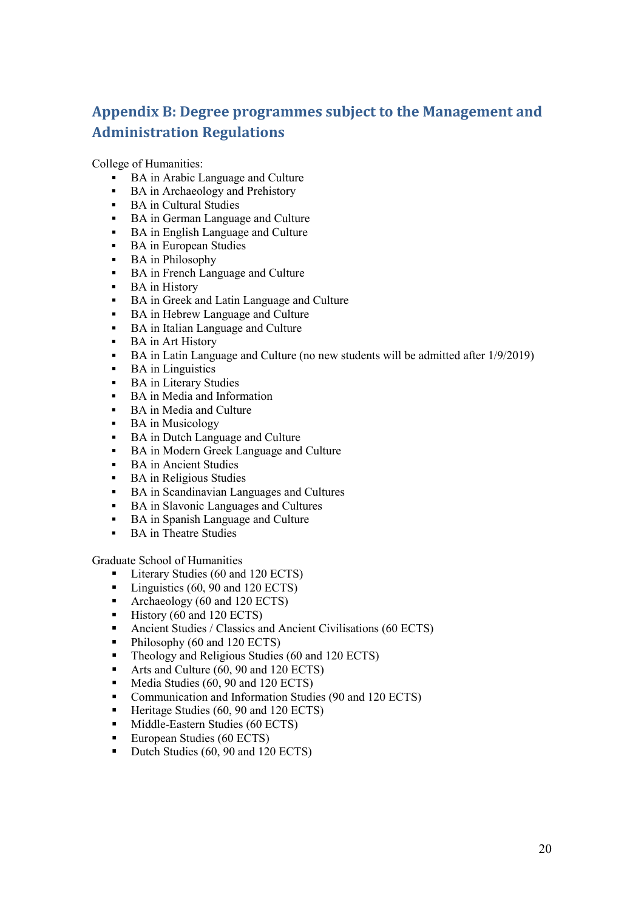## Appendix B: Degree programmes subject to the Management and Administration Regulations

College of Humanities:

- BA in Arabic Language and Culture
- BA in Archaeology and Prehistory
- BA in Cultural Studies
- BA in German Language and Culture
- BA in English Language and Culture
- BA in European Studies
- BA in Philosophy
- BA in French Language and Culture
- BA in History
- BA in Greek and Latin Language and Culture
- BA in Hebrew Language and Culture
- BA in Italian Language and Culture
- BA in Art History
- BA in Latin Language and Culture (no new students will be admitted after 1/9/2019)
- BA in Linguistics
- BA in Literary Studies
- BA in Media and Information
- BA in Media and Culture
- BA in Musicology
- BA in Dutch Language and Culture
- BA in Modern Greek Language and Culture
- BA in Ancient Studies
- BA in Religious Studies
- BA in Scandinavian Languages and Cultures
- BA in Slavonic Languages and Cultures
- BA in Spanish Language and Culture
- BA in Theatre Studies

Graduate School of Humanities

- Literary Studies (60 and 120 ECTS)
- Linguistics (60, 90 and 120 ECTS)
- Archaeology (60 and 120 ECTS)
- History (60 and 120 ECTS)
- Ancient Studies / Classics and Ancient Civilisations (60 ECTS)
- Philosophy (60 and 120 ECTS)
- Theology and Religious Studies (60 and 120 ECTS)
- Arts and Culture (60, 90 and 120 ECTS)
- Media Studies (60, 90 and 120 ECTS)
- Communication and Information Studies (90 and 120 ECTS)
- Heritage Studies (60, 90 and 120 ECTS)
- Middle-Eastern Studies (60 ECTS)
- European Studies (60 ECTS)
- Dutch Studies (60, 90 and 120 ECTS)